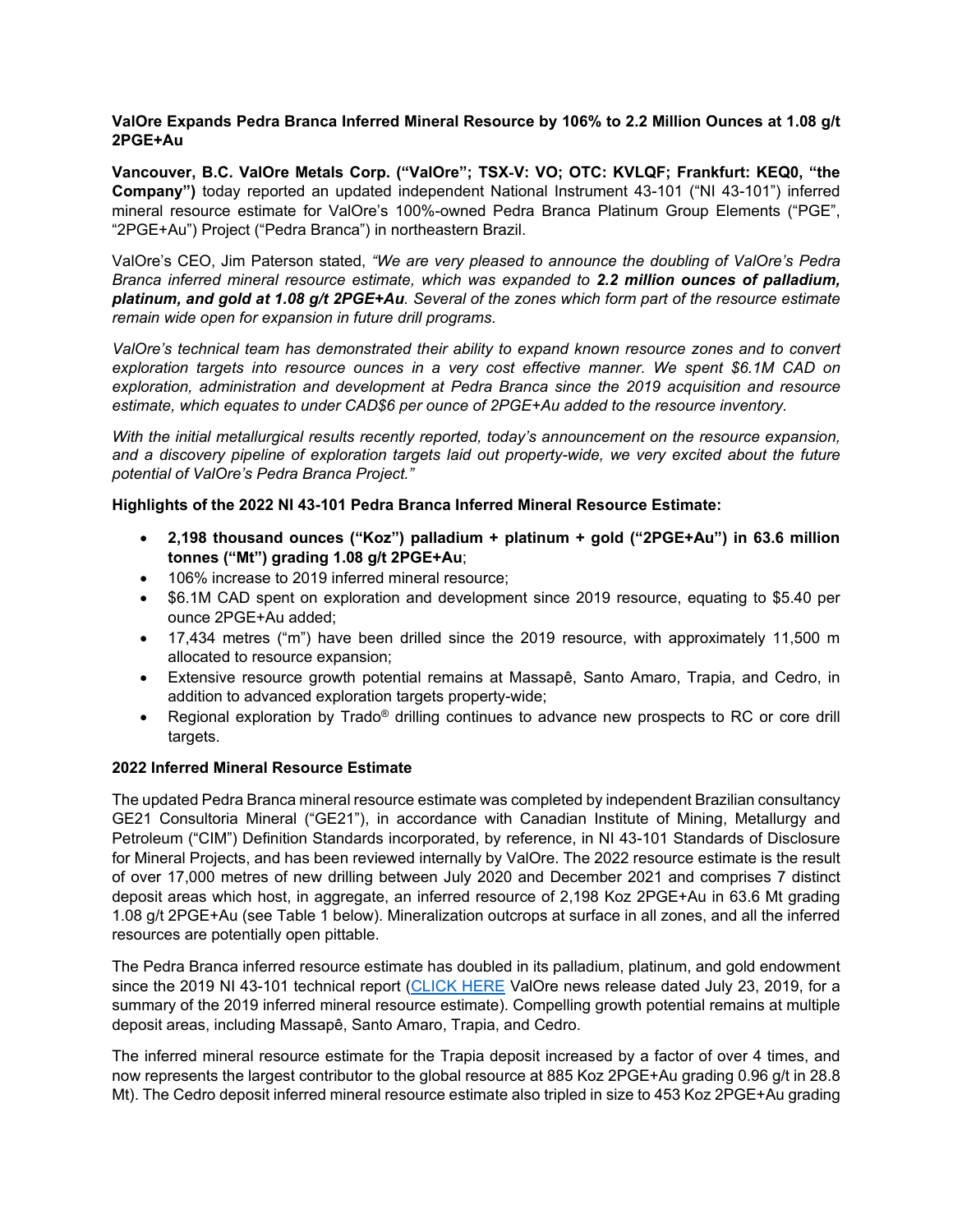**ValOre Expands Pedra Branca Inferred Mineral Resource by 106% to 2.2 Million Ounces at 1.08 g/t 2PGE+Au**

**Vancouver, B.C. ValOre Metals Corp. ("ValOre"; TSX-V: VO; OTC: KVLQF; Frankfurt: KEQ0, "the Company")** today reported an updated independent National Instrument 43-101 ("NI 43-101") inferred mineral resource estimate for ValOre's 100%-owned Pedra Branca Platinum Group Elements ("PGE", "2PGE+Au") Project ("Pedra Branca") in northeastern Brazil.

ValOre's CEO, Jim Paterson stated, *"We are very pleased to announce the doubling of ValOre's Pedra Branca inferred mineral resource estimate, which was expanded to **2.2 million ounces of palladium, platinum, and gold at 1.08 g/t 2PGE+Au**. Several of the zones which form part of the resource estimate remain wide open for expansion in future drill programs.*

*ValOre's technical team has demonstrated their ability to expand known resource zones and to convert exploration targets into resource ounces in a very cost effective manner. We spent $6.1M CAD on exploration, administration and development at Pedra Branca since the 2019 acquisition and resource estimate, which equates to under CAD$6 per ounce of 2PGE+Au added to the resource inventory.*

*With the initial metallurgical results recently reported, today's announcement on the resource expansion, and a discovery pipeline of exploration targets laid out property-wide, we very excited about the future potential of ValOre's Pedra Branca Project."*

**Highlights of the 2022 NI 43-101 Pedra Branca Inferred Mineral Resource Estimate:**

- **2,198 thousand ounces ("Koz") palladium + platinum + gold ("2PGE+Au") in 63.6 million tonnes ("Mt") grading 1.08 g/t 2PGE+Au**;
- 106% increase to 2019 inferred mineral resource;
- $6.1M CAD spent on exploration and development since 2019 resource, equating to $5.40 per ounce 2PGE+Au added;
- 17,434 metres ("m") have been drilled since the 2019 resource, with approximately 11,500 m allocated to resource expansion;
- Extensive resource growth potential remains at Massapê, Santo Amaro, Trapia, and Cedro, in addition to advanced exploration targets property-wide;
- Regional exploration by Trado® drilling continues to advance new prospects to RC or core drill targets.

**2022 Inferred Mineral Resource Estimate**

The updated Pedra Branca mineral resource estimate was completed by independent Brazilian consultancy GE21 Consultoria Mineral ("GE21"), in accordance with Canadian Institute of Mining, Metallurgy and Petroleum ("CIM") Definition Standards incorporated, by reference, in NI 43-101 Standards of Disclosure for Mineral Projects, and has been reviewed internally by ValOre. The 2022 resource estimate is the result of over 17,000 metres of new drilling between July 2020 and December 2021 and comprises 7 distinct deposit areas which host, in aggregate, an inferred resource of 2,198 Koz 2PGE+Au in 63.6 Mt grading 1.08 g/t 2PGE+Au (see Table 1 below). Mineralization outcrops at surface in all zones, and all the inferred resources are potentially open pittable.

The Pedra Branca inferred resource estimate has doubled in its palladium, platinum, and gold endowment since the 2019 NI 43-101 technical report ([CLICK HERE]() ValOre news release dated July 23, 2019, for a summary of the 2019 inferred mineral resource estimate). Compelling growth potential remains at multiple deposit areas, including Massapê, Santo Amaro, Trapia, and Cedro.

The inferred mineral resource estimate for the Trapia deposit increased by a factor of over 4 times, and now represents the largest contributor to the global resource at 885 Koz 2PGE+Au grading 0.96 g/t in 28.8 Mt). The Cedro deposit inferred mineral resource estimate also tripled in size to 453 Koz 2PGE+Au grading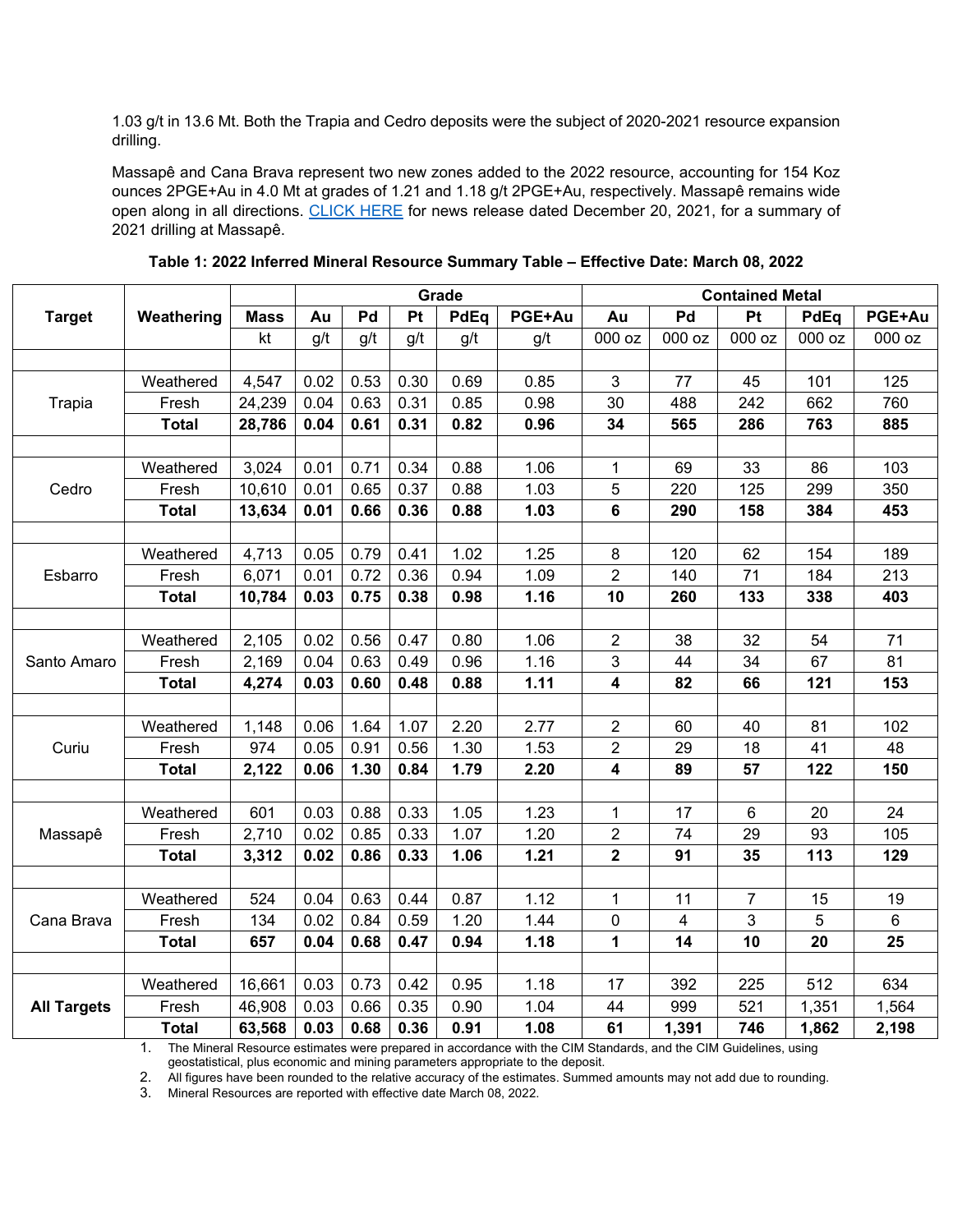1.03 g/t in 13.6 Mt. Both the Trapia and Cedro deposits were the subject of 2020-2021 resource expansion drilling.

Massapê and Cana Brava represent two new zones added to the 2022 resource, accounting for 154 Koz ounces 2PGE+Au in 4.0 Mt at grades of 1.21 and 1.18 g/t 2PGE+Au, respectively. Massapê remains wide open along in all directions. [CLICK HERE] for news release dated December 20, 2021, for a summary of 2021 drilling at Massapê.

**Table 1: 2022 Inferred Mineral Resource Summary Table – Effective Date: March 08, 2022**

| Target | Weathering | Mass | Grade | | | | | Contained Metal | | | | |
|---|---|---|---|---|---|---|---|---|---|---|---|---|
| | | Mass | Au | Pd | Pt | PdEq | PGE+Au | Au | Pd | Pt | PdEq | PGE+Au |
| | | kt | g/t | g/t | g/t | g/t | g/t | 000 oz | 000 oz | 000 oz | 000 oz | 000 oz |
| Trapia | Weathered | 4,547 | 0.02 | 0.53 | 0.30 | 0.69 | 0.85 | 3 | 77 | 45 | 101 | 125 |
| | Fresh | 24,239 | 0.04 | 0.63 | 0.31 | 0.85 | 0.98 | 30 | 488 | 242 | 662 | 760 |
| | **Total** | **28,786** | **0.04** | **0.61** | **0.31** | **0.82** | **0.96** | **34** | **565** | **286** | **763** | **885** |
| Cedro | Weathered | 3,024 | 0.01 | 0.71 | 0.34 | 0.88 | 1.06 | 1 | 69 | 33 | 86 | 103 |
| | Fresh | 10,610 | 0.01 | 0.65 | 0.37 | 0.88 | 1.03 | 5 | 220 | 125 | 299 | 350 |
| | **Total** | **13,634** | **0.01** | **0.66** | **0.36** | **0.88** | **1.03** | **6** | **290** | **158** | **384** | **453** |
| Esbarro | Weathered | 4,713 | 0.05 | 0.79 | 0.41 | 1.02 | 1.25 | 8 | 120 | 62 | 154 | 189 |
| | Fresh | 6,071 | 0.01 | 0.72 | 0.36 | 0.94 | 1.09 | 2 | 140 | 71 | 184 | 213 |
| | **Total** | **10,784** | **0.03** | **0.75** | **0.38** | **0.98** | **1.16** | **10** | **260** | **133** | **338** | **403** |
| Santo Amaro | Weathered | 2,105 | 0.02 | 0.56 | 0.47 | 0.80 | 1.06 | 2 | 38 | 32 | 54 | 71 |
| | Fresh | 2,169 | 0.04 | 0.63 | 0.49 | 0.96 | 1.16 | 3 | 44 | 34 | 67 | 81 |
| | **Total** | **4,274** | **0.03** | **0.60** | **0.48** | **0.88** | **1.11** | **4** | **82** | **66** | **121** | **153** |
| Curiu | Weathered | 1,148 | 0.06 | 1.64 | 1.07 | 2.20 | 2.77 | 2 | 60 | 40 | 81 | 102 |
| | Fresh | 974 | 0.05 | 0.91 | 0.56 | 1.30 | 1.53 | 2 | 29 | 18 | 41 | 48 |
| | **Total** | **2,122** | **0.06** | **1.30** | **0.84** | **1.79** | **2.20** | **4** | **89** | **57** | **122** | **150** |
| Massapê | Weathered | 601 | 0.03 | 0.88 | 0.33 | 1.05 | 1.23 | 1 | 17 | 6 | 20 | 24 |
| | Fresh | 2,710 | 0.02 | 0.85 | 0.33 | 1.07 | 1.20 | 2 | 74 | 29 | 93 | 105 |
| | **Total** | **3,312** | **0.02** | **0.86** | **0.33** | **1.06** | **1.21** | **2** | **91** | **35** | **113** | **129** |
| Cana Brava | Weathered | 524 | 0.04 | 0.63 | 0.44 | 0.87 | 1.12 | 1 | 11 | 7 | 15 | 19 |
| | Fresh | 134 | 0.02 | 0.84 | 0.59 | 1.20 | 1.44 | 0 | 4 | 3 | 5 | 6 |
| | **Total** | **657** | **0.04** | **0.68** | **0.47** | **0.94** | **1.18** | **1** | **14** | **10** | **20** | **25** |
| **All Targets** | Weathered | 16,661 | 0.03 | 0.73 | 0.42 | 0.95 | 1.18 | 17 | 392 | 225 | 512 | 634 |
| | Fresh | 46,908 | 0.03 | 0.66 | 0.35 | 0.90 | 1.04 | 44 | 999 | 521 | 1,351 | 1,564 |
| | **Total** | **63,568** | **0.03** | **0.68** | **0.36** | **0.91** | **1.08** | **61** | **1,391** | **746** | **1,862** | **2,198** |

1. The Mineral Resource estimates were prepared in accordance with the CIM Standards, and the CIM Guidelines, using geostatistical, plus economic and mining parameters appropriate to the deposit.
2. All figures have been rounded to the relative accuracy of the estimates. Summed amounts may not add due to rounding.
3. Mineral Resources are reported with effective date March 08, 2022.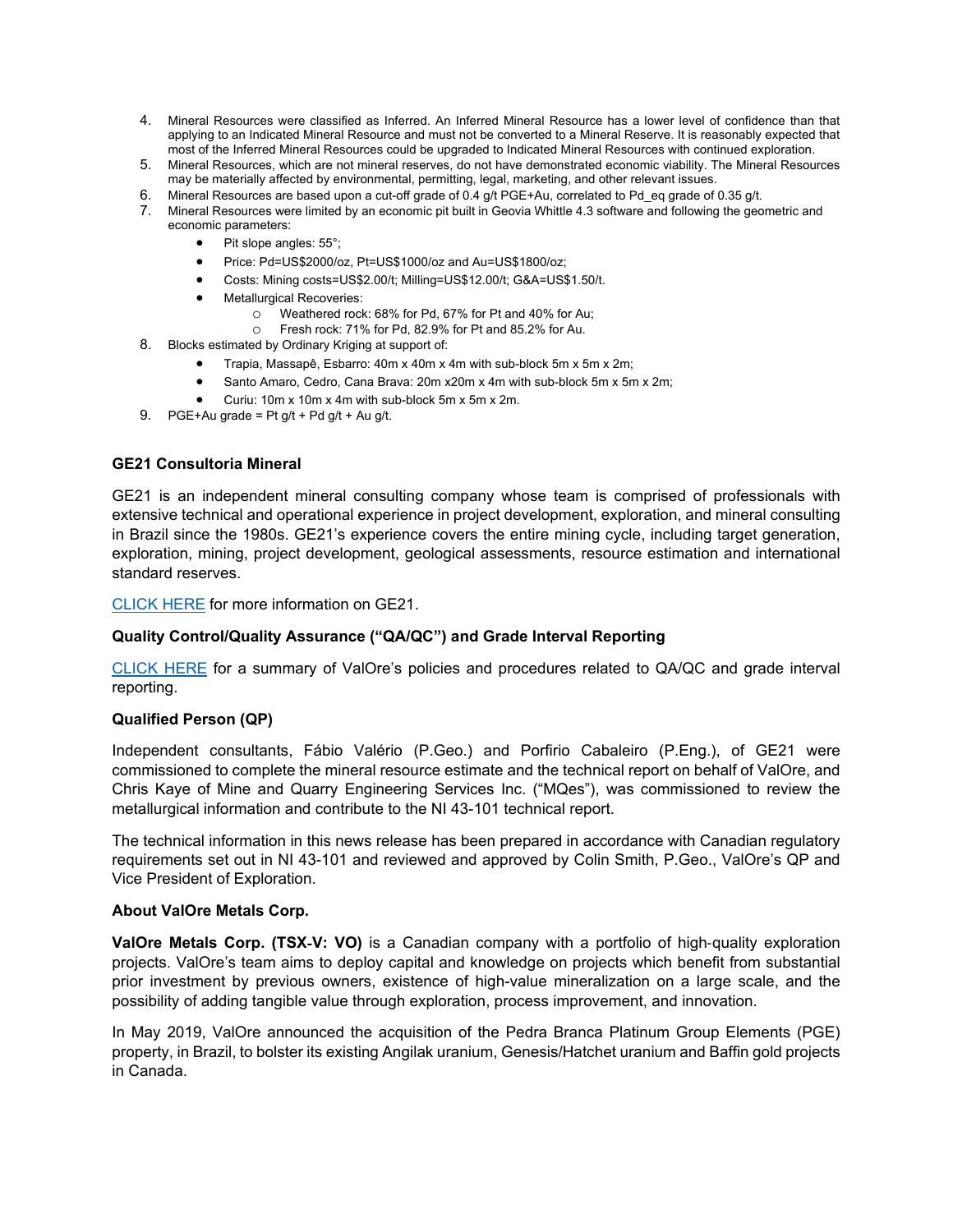4. Mineral Resources were classified as Inferred. An Inferred Mineral Resource has a lower level of confidence than that applying to an Indicated Mineral Resource and must not be converted to a Mineral Reserve. It is reasonably expected that most of the Inferred Mineral Resources could be upgraded to Indicated Mineral Resources with continued exploration.
5. Mineral Resources, which are not mineral reserves, do not have demonstrated economic viability. The Mineral Resources may be materially affected by environmental, permitting, legal, marketing, and other relevant issues.
6. Mineral Resources are based upon a cut-off grade of 0.4 g/t PGE+Au, correlated to Pd_eq grade of 0.35 g/t.
7. Mineral Resources were limited by an economic pit built in Geovia Whittle 4.3 software and following the geometric and economic parameters:
    - Pit slope angles: 55°;
    - Price: Pd=US$2000/oz, Pt=US$1000/oz and Au=US$1800/oz;
    - Costs: Mining costs=US$2.00/t; Milling=US$12.00/t; G&A=US$1.50/t.
    - Metallurgical Recoveries:
        - Weathered rock: 68% for Pd, 67% for Pt and 40% for Au;
        - Fresh rock: 71% for Pd, 82.9% for Pt and 85.2% for Au.
8. Blocks estimated by Ordinary Kriging at support of:
    - Trapia, Massapê, Esbarro: 40m x 40m x 4m with sub-block 5m x 5m x 2m;
    - Santo Amaro, Cedro, Cana Brava: 20m x20m x 4m with sub-block 5m x 5m x 2m;
    - Curiu: 10m x 10m x 4m with sub-block 5m x 5m x 2m.
9. PGE+Au grade = Pt g/t + Pd g/t + Au g/t.

### GE21 Consultoria Mineral

GE21 is an independent mineral consulting company whose team is comprised of professionals with extensive technical and operational experience in project development, exploration, and mineral consulting in Brazil since the 1980s. GE21's experience covers the entire mining cycle, including target generation, exploration, mining, project development, geological assessments, resource estimation and international standard reserves.

CLICK HERE for more information on GE21.

### Quality Control/Quality Assurance ("QA/QC") and Grade Interval Reporting

CLICK HERE for a summary of ValOre's policies and procedures related to QA/QC and grade interval reporting.

### Qualified Person (QP)

Independent consultants, Fábio Valério (P.Geo.) and Porfirio Cabaleiro (P.Eng.), of GE21 were commissioned to complete the mineral resource estimate and the technical report on behalf of ValOre, and Chris Kaye of Mine and Quarry Engineering Services Inc. ("MQes"), was commissioned to review the metallurgical information and contribute to the NI 43-101 technical report.

The technical information in this news release has been prepared in accordance with Canadian regulatory requirements set out in NI 43-101 and reviewed and approved by Colin Smith, P.Geo., ValOre's QP and Vice President of Exploration.

### About ValOre Metals Corp.

**ValOre Metals Corp. (TSX-V: VO)** is a Canadian company with a portfolio of high-quality exploration projects. ValOre's team aims to deploy capital and knowledge on projects which benefit from substantial prior investment by previous owners, existence of high-value mineralization on a large scale, and the possibility of adding tangible value through exploration, process improvement, and innovation.

In May 2019, ValOre announced the acquisition of the Pedra Branca Platinum Group Elements (PGE) property, in Brazil, to bolster its existing Angilak uranium, Genesis/Hatchet uranium and Baffin gold projects in Canada.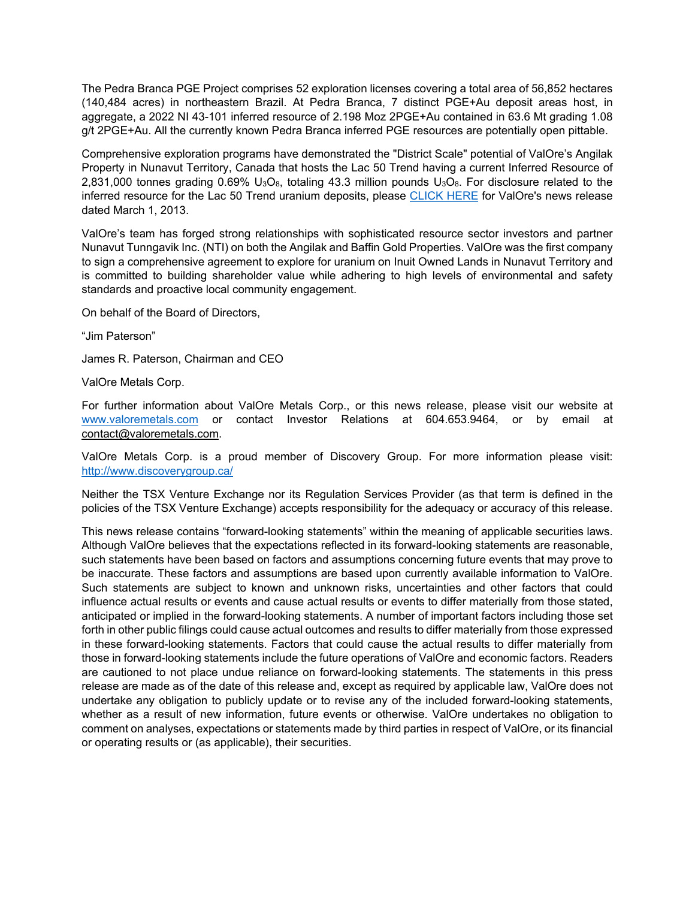The Pedra Branca PGE Project comprises 52 exploration licenses covering a total area of 56,852 hectares (140,484 acres) in northeastern Brazil. At Pedra Branca, 7 distinct PGE+Au deposit areas host, in aggregate, a 2022 NI 43-101 inferred resource of 2.198 Moz 2PGE+Au contained in 63.6 Mt grading 1.08 g/t 2PGE+Au. All the currently known Pedra Branca inferred PGE resources are potentially open pittable.

Comprehensive exploration programs have demonstrated the "District Scale" potential of ValOre's Angilak Property in Nunavut Territory, Canada that hosts the Lac 50 Trend having a current Inferred Resource of 2,831,000 tonnes grading 0.69% $U_3O_8$, totaling 43.3 million pounds $U_3O_8$. For disclosure related to the inferred resource for the Lac 50 Trend uranium deposits, please CLICK HERE for ValOre's news release dated March 1, 2013.

ValOre's team has forged strong relationships with sophisticated resource sector investors and partner Nunavut Tunngavik Inc. (NTI) on both the Angilak and Baffin Gold Properties. ValOre was the first company to sign a comprehensive agreement to explore for uranium on Inuit Owned Lands in Nunavut Territory and is committed to building shareholder value while adhering to high levels of environmental and safety standards and proactive local community engagement.

On behalf of the Board of Directors,

"Jim Paterson"

James R. Paterson, Chairman and CEO

ValOre Metals Corp.

For further information about ValOre Metals Corp., or this news release, please visit our website at www.valoremetals.com or contact Investor Relations at 604.653.9464, or by email at contact@valoremetals.com.

ValOre Metals Corp. is a proud member of Discovery Group. For more information please visit: http://www.discoverygroup.ca/

Neither the TSX Venture Exchange nor its Regulation Services Provider (as that term is defined in the policies of the TSX Venture Exchange) accepts responsibility for the adequacy or accuracy of this release.

This news release contains "forward-looking statements" within the meaning of applicable securities laws. Although ValOre believes that the expectations reflected in its forward-looking statements are reasonable, such statements have been based on factors and assumptions concerning future events that may prove to be inaccurate. These factors and assumptions are based upon currently available information to ValOre. Such statements are subject to known and unknown risks, uncertainties and other factors that could influence actual results or events and cause actual results or events to differ materially from those stated, anticipated or implied in the forward-looking statements. A number of important factors including those set forth in other public filings could cause actual outcomes and results to differ materially from those expressed in these forward-looking statements. Factors that could cause the actual results to differ materially from those in forward-looking statements include the future operations of ValOre and economic factors. Readers are cautioned to not place undue reliance on forward-looking statements. The statements in this press release are made as of the date of this release and, except as required by applicable law, ValOre does not undertake any obligation to publicly update or to revise any of the included forward-looking statements, whether as a result of new information, future events or otherwise. ValOre undertakes no obligation to comment on analyses, expectations or statements made by third parties in respect of ValOre, or its financial or operating results or (as applicable), their securities.